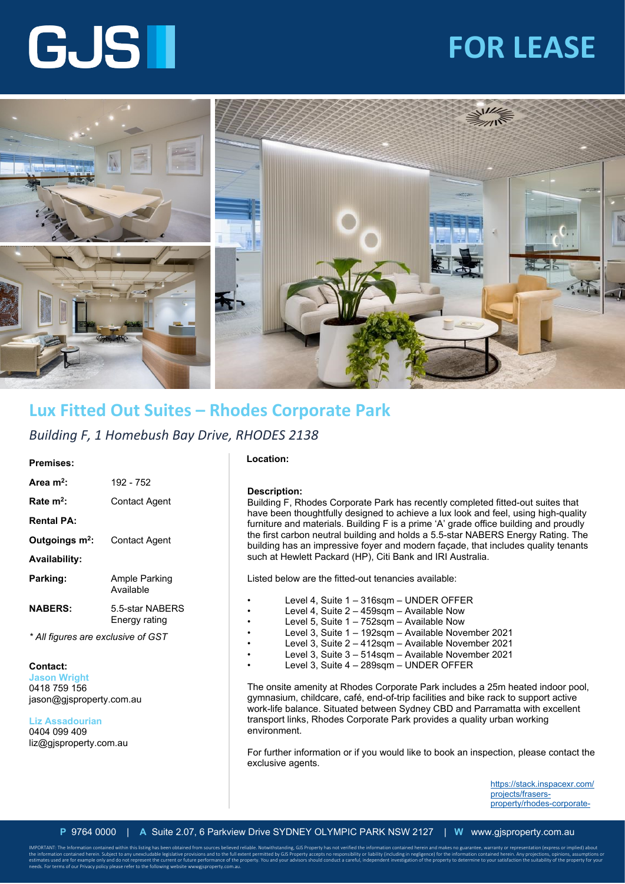# GJS

# FOR LEASE

## Lux Fitted Out Suites – Rhodes Corporate Park

*Building F, 1 Homebush Bay Drive, RHODES 2138*

**Premises:**

| | |
|---|---|
| **Area m²:** | 192 - 752 |
| **Rate m²:** | Contact Agent |
| **Rental PA:** | |
| **Outgoings m²:** | Contact Agent |
| **Availability:** | |
| **Parking:** | Ample Parking Available |
| **NABERS:** | 5.5-star NABERS Energy rating |

*\* All figures are exclusive of GST*

**Contact:**

**Jason Wright**
0418 759 156
jason@gjsproperty.com.au

**Liz Assadourian**
0404 099 409
liz@gjsproperty.com.au

**Location:**

**Description:**

Building F, Rhodes Corporate Park has recently completed fitted-out suites that have been thoughtfully designed to achieve a lux look and feel, using high-quality furniture and materials. Building F is a prime 'A' grade office building and proudly the first carbon neutral building and holds a 5.5-star NABERS Energy Rating. The building has an impressive foyer and modern façade, that includes quality tenants such at Hewlett Packard (HP), Citi Bank and IRI Australia.

Listed below are the fitted-out tenancies available:

- Level 4, Suite 1 – 316sqm – UNDER OFFER
- Level 4, Suite 2 – 459sqm – Available Now
- Level 5, Suite 1 – 752sqm – Available Now
- Level 3, Suite 1 – 192sqm – Available November 2021
- Level 3, Suite 2 – 412sqm – Available November 2021
- Level 3, Suite 3 – 514sqm – Available November 2021
- Level 3, Suite 4 – 289sqm – UNDER OFFER

The onsite amenity at Rhodes Corporate Park includes a 25m heated indoor pool, gymnasium, childcare, café, end-of-trip facilities and bike rack to support active work-life balance. Situated between Sydney CBD and Parramatta with excellent transport links, Rhodes Corporate Park provides a quality urban working environment.

For further information or if you would like to book an inspection, please contact the exclusive agents.

https://stack.inspacexr.com/projects/frasers-property/rhodes-corporate-

**P** 9764 0000 | **A** Suite 2.07, 6 Parkview Drive SYDNEY OLYMPIC PARK NSW 2127 | **W** www.gjsproperty.com.au

IMPORTANT: The Information contained within this listing has been obtained from sources believed reliable. Notwithstanding, GJS Property has not verified the information contained herein and makes no guarantee, warranty or representation (express or implied) about the information contained herein. Subject to any unexcludable legislative provisions and to the full extent permitted by GJS Property accepts no responsibility or liability (including in negligence) for the information contained herein. Any projections, opinions, assumptions or estimates used are for example only and do not represent the current or future performance of the property. You and your advisors should conduct a careful, independent investigation of the property to determine to your satisfaction the suitability of the property for your needs. For terms of our Privacy policy please refer to the following website wwwgjsproperty.com.au.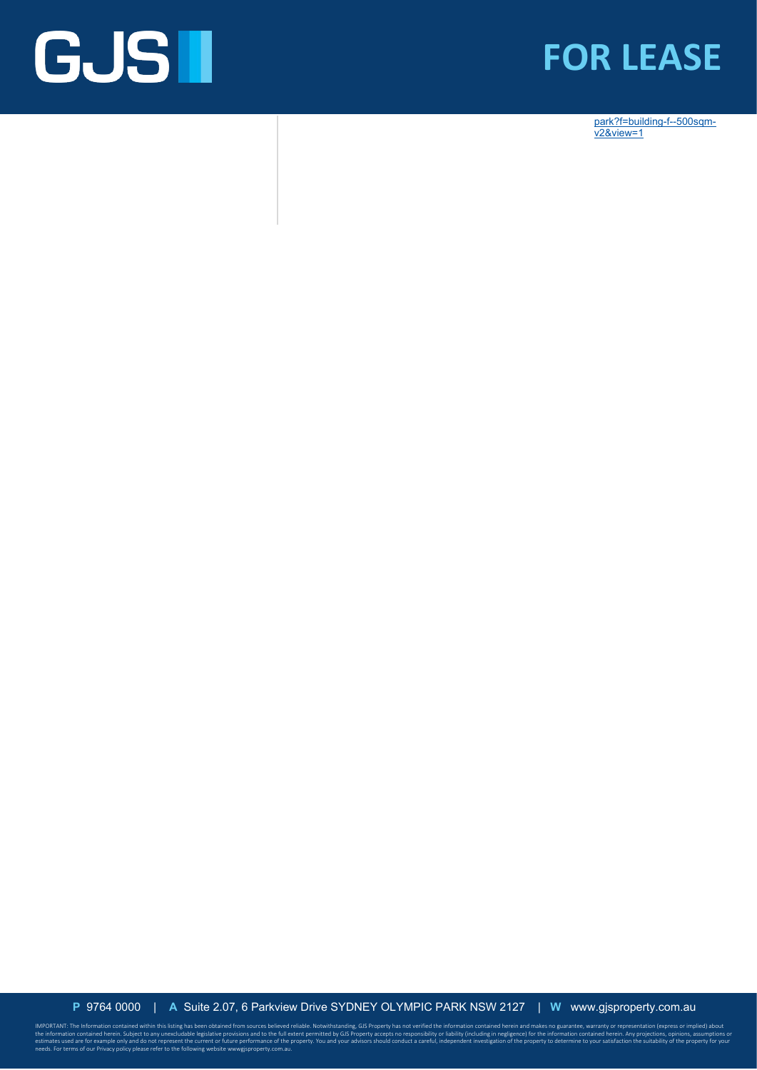park?f=building-f--500sqm-v2&view=1